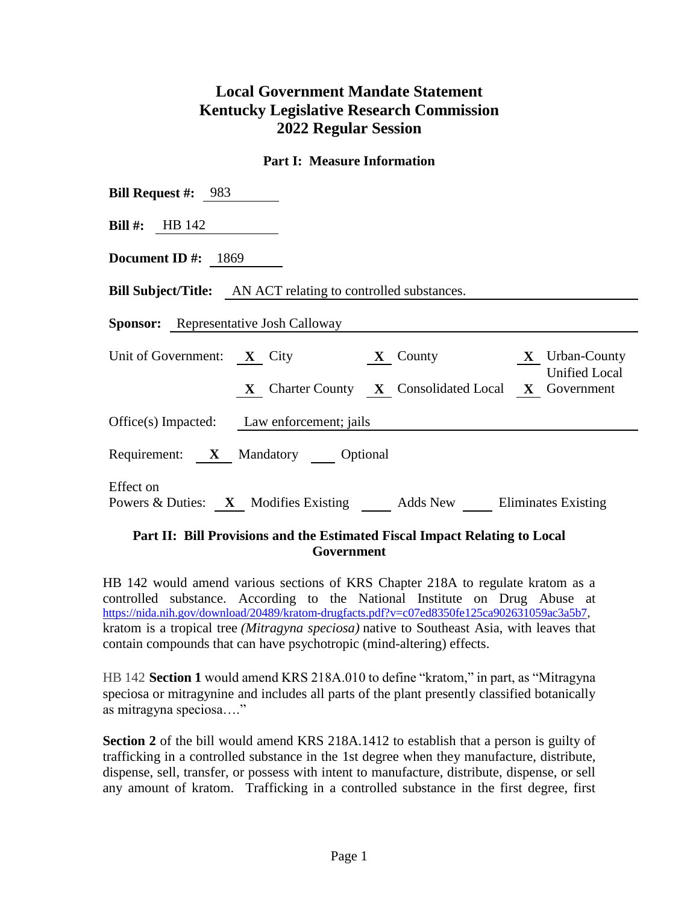# Local Government Mandate Statement
# Kentucky Legislative Research Commission
# 2022 Regular Session

## Part I: Measure Information

**Bill Request #:** 983

**Bill #:** HB 142

**Document ID #:** 1869

**Bill Subject/Title:** AN ACT relating to controlled substances.

**Sponsor:** Representative Josh Calloway

Unit of Government: **X** City **X** County **X** Urban-County Unified Local Government **X** Charter County **X** Consolidated Local **X** Government

Office(s) Impacted: Law enforcement; jails

Requirement: **X** Mandatory ___ Optional

Effect on Powers & Duties: **X** Modifies Existing ___ Adds New ___ Eliminates Existing

## Part II: Bill Provisions and the Estimated Fiscal Impact Relating to Local Government

HB 142 would amend various sections of KRS Chapter 218A to regulate kratom as a controlled substance. According to the National Institute on Drug Abuse at https://nida.nih.gov/download/20489/kratom-drugfacts.pdf?v=c07ed8350fe125ca902631059ac3a5b7, kratom is a tropical tree *(Mitragyna speciosa)* native to Southeast Asia, with leaves that contain compounds that can have psychotropic (mind-altering) effects.

HB 142 **Section 1** would amend KRS 218A.010 to define "kratom," in part, as "Mitragyna speciosa or mitragynine and includes all parts of the plant presently classified botanically as mitragyna speciosa…."

**Section 2** of the bill would amend KRS 218A.1412 to establish that a person is guilty of trafficking in a controlled substance in the 1st degree when they manufacture, distribute, dispense, sell, transfer, or possess with intent to manufacture, distribute, dispense, or sell any amount of kratom. Trafficking in a controlled substance in the first degree, first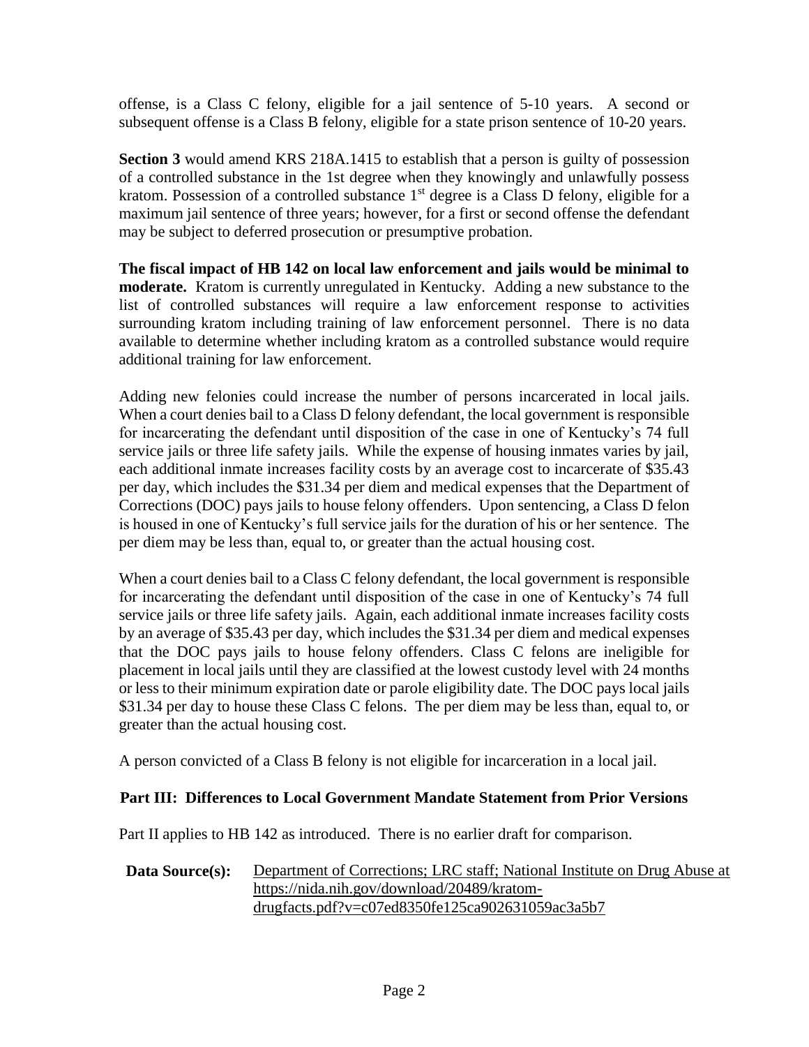offense, is a Class C felony, eligible for a jail sentence of 5-10 years. A second or subsequent offense is a Class B felony, eligible for a state prison sentence of 10-20 years.

**Section 3** would amend KRS 218A.1415 to establish that a person is guilty of possession of a controlled substance in the 1st degree when they knowingly and unlawfully possess kratom. Possession of a controlled substance 1st degree is a Class D felony, eligible for a maximum jail sentence of three years; however, for a first or second offense the defendant may be subject to deferred prosecution or presumptive probation.

**The fiscal impact of HB 142 on local law enforcement and jails would be minimal to moderate.** Kratom is currently unregulated in Kentucky. Adding a new substance to the list of controlled substances will require a law enforcement response to activities surrounding kratom including training of law enforcement personnel. There is no data available to determine whether including kratom as a controlled substance would require additional training for law enforcement.

Adding new felonies could increase the number of persons incarcerated in local jails. When a court denies bail to a Class D felony defendant, the local government is responsible for incarcerating the defendant until disposition of the case in one of Kentucky's 74 full service jails or three life safety jails. While the expense of housing inmates varies by jail, each additional inmate increases facility costs by an average cost to incarcerate of $35.43 per day, which includes the $31.34 per diem and medical expenses that the Department of Corrections (DOC) pays jails to house felony offenders. Upon sentencing, a Class D felon is housed in one of Kentucky's full service jails for the duration of his or her sentence. The per diem may be less than, equal to, or greater than the actual housing cost.

When a court denies bail to a Class C felony defendant, the local government is responsible for incarcerating the defendant until disposition of the case in one of Kentucky's 74 full service jails or three life safety jails. Again, each additional inmate increases facility costs by an average of $35.43 per day, which includes the $31.34 per diem and medical expenses that the DOC pays jails to house felony offenders. Class C felons are ineligible for placement in local jails until they are classified at the lowest custody level with 24 months or less to their minimum expiration date or parole eligibility date. The DOC pays local jails $31.34 per day to house these Class C felons. The per diem may be less than, equal to, or greater than the actual housing cost.

A person convicted of a Class B felony is not eligible for incarceration in a local jail.

## Part III: Differences to Local Government Mandate Statement from Prior Versions

Part II applies to HB 142 as introduced. There is no earlier draft for comparison.

**Data Source(s):** Department of Corrections; LRC staff; National Institute on Drug Abuse at https://nida.nih.gov/download/20489/kratom-drugfacts.pdf?v=c07ed8350fe125ca902631059ac3a5b7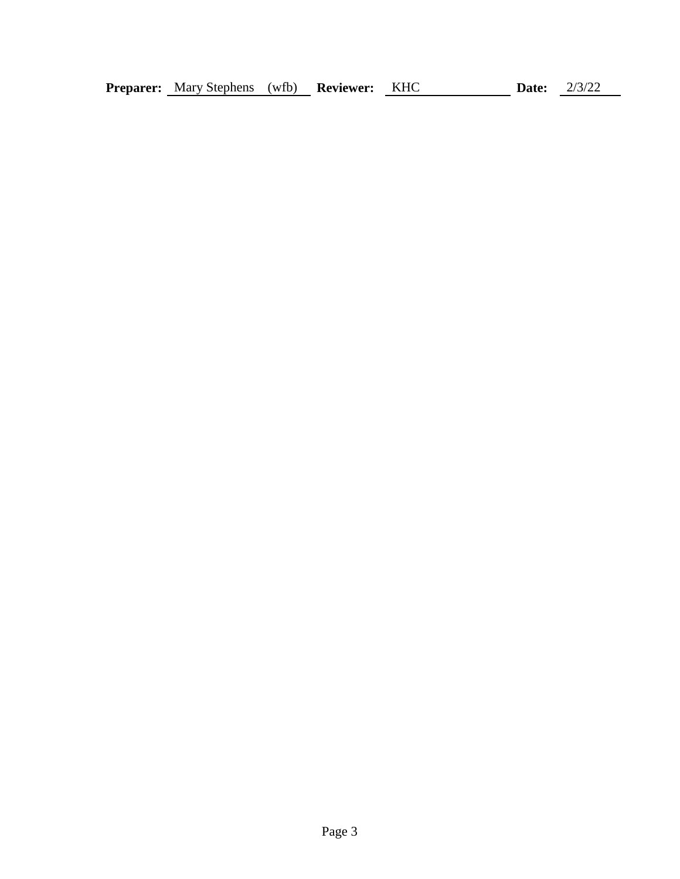**Preparer:** Mary Stephens (wfb) **Reviewer:** KHC **Date:** 2/3/22